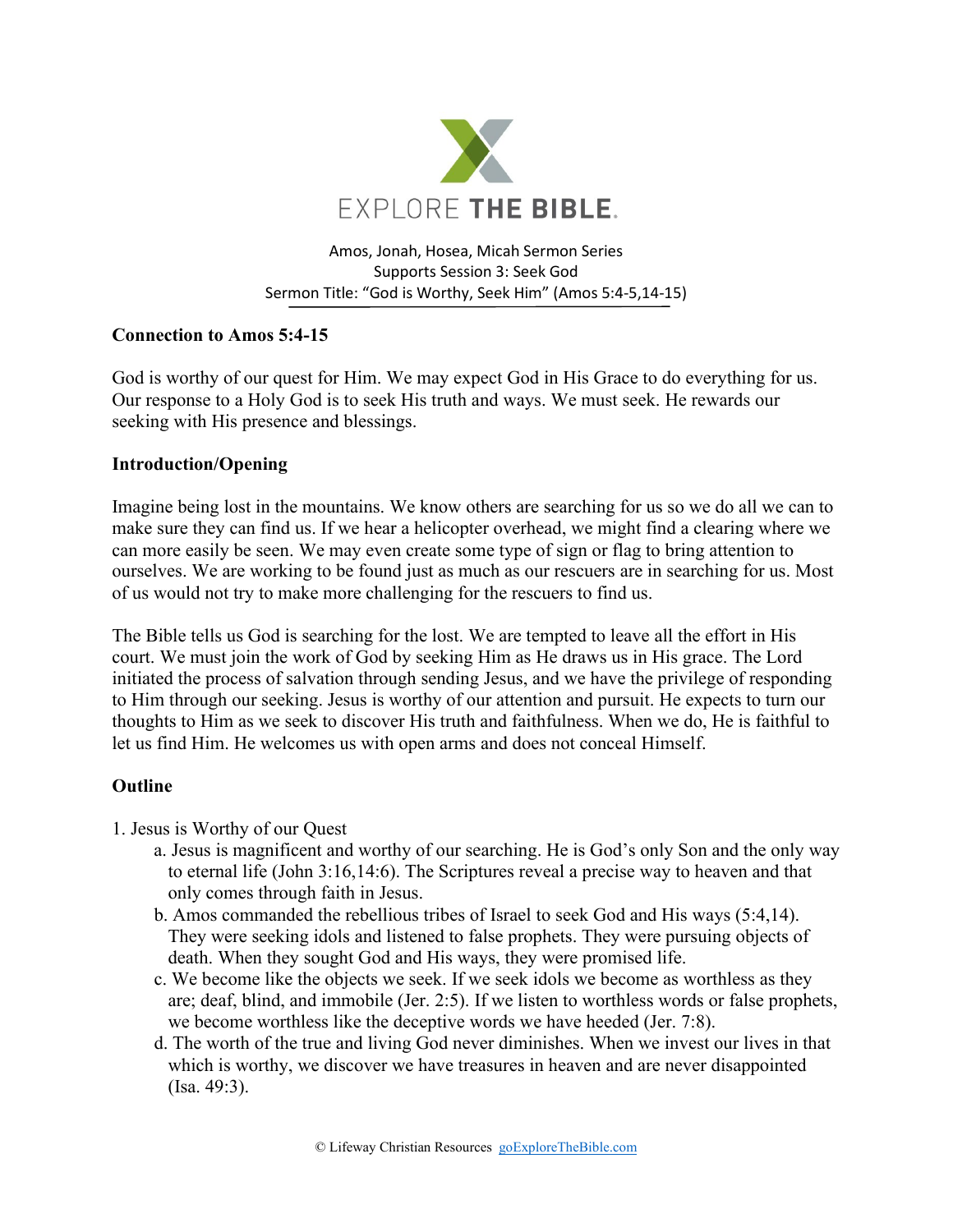EXPLORE THE BIBLE.

Amos, Jonah, Hosea, Micah Sermon Series
Supports Session 3: Seek God
Sermon Title: "God is Worthy, Seek Him" (Amos 5:4-5,14-15)

**Connection to Amos 5:4-15**

God is worthy of our quest for Him. We may expect God in His Grace to do everything for us. Our response to a Holy God is to seek His truth and ways. We must seek. He rewards our seeking with His presence and blessings.

**Introduction/Opening**

Imagine being lost in the mountains. We know others are searching for us so we do all we can to make sure they can find us. If we hear a helicopter overhead, we might find a clearing where we can more easily be seen. We may even create some type of sign or flag to bring attention to ourselves. We are working to be found just as much as our rescuers are in searching for us. Most of us would not try to make more challenging for the rescuers to find us.

The Bible tells us God is searching for the lost. We are tempted to leave all the effort in His court. We must join the work of God by seeking Him as He draws us in His grace. The Lord initiated the process of salvation through sending Jesus, and we have the privilege of responding to Him through our seeking. Jesus is worthy of our attention and pursuit. He expects to turn our thoughts to Him as we seek to discover His truth and faithfulness. When we do, He is faithful to let us find Him. He welcomes us with open arms and does not conceal Himself.

**Outline**

1. Jesus is Worthy of our Quest
   a. Jesus is magnificent and worthy of our searching. He is God's only Son and the only way to eternal life (John 3:16,14:6). The Scriptures reveal a precise way to heaven and that only comes through faith in Jesus.
   b. Amos commanded the rebellious tribes of Israel to seek God and His ways (5:4,14). They were seeking idols and listened to false prophets. They were pursuing objects of death. When they sought God and His ways, they were promised life.
   c. We become like the objects we seek. If we seek idols we become as worthless as they are; deaf, blind, and immobile (Jer. 2:5). If we listen to worthless words or false prophets, we become worthless like the deceptive words we have heeded (Jer. 7:8).
   d. The worth of the true and living God never diminishes. When we invest our lives in that which is worthy, we discover we have treasures in heaven and are never disappointed (Isa. 49:3).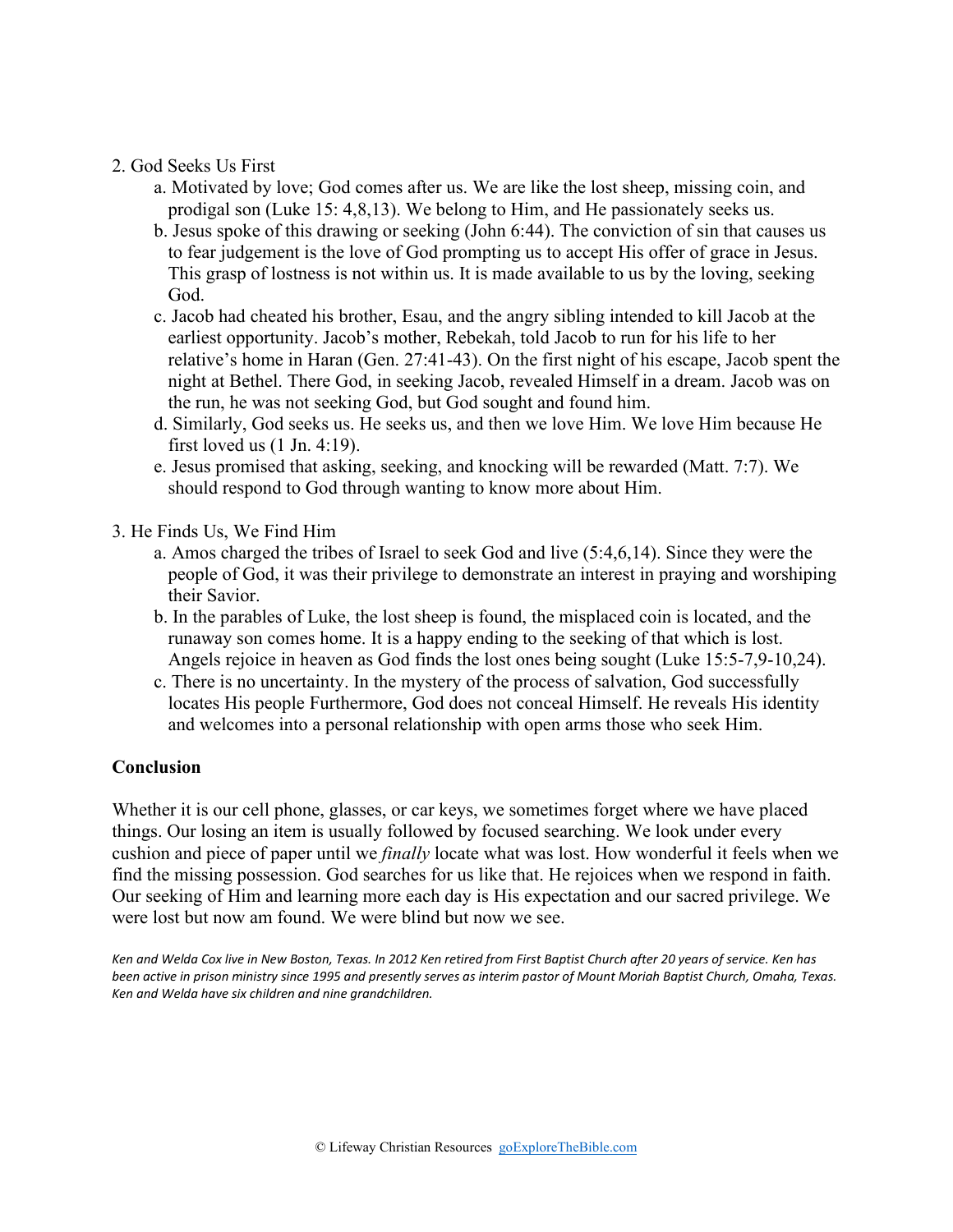2. God Seeks Us First
   a. Motivated by love; God comes after us. We are like the lost sheep, missing coin, and prodigal son (Luke 15: 4,8,13). We belong to Him, and He passionately seeks us.
   b. Jesus spoke of this drawing or seeking (John 6:44). The conviction of sin that causes us to fear judgement is the love of God prompting us to accept His offer of grace in Jesus. This grasp of lostness is not within us. It is made available to us by the loving, seeking God.
   c. Jacob had cheated his brother, Esau, and the angry sibling intended to kill Jacob at the earliest opportunity. Jacob's mother, Rebekah, told Jacob to run for his life to her relative's home in Haran (Gen. 27:41-43). On the first night of his escape, Jacob spent the night at Bethel. There God, in seeking Jacob, revealed Himself in a dream. Jacob was on the run, he was not seeking God, but God sought and found him.
   d. Similarly, God seeks us. He seeks us, and then we love Him. We love Him because He first loved us (1 Jn. 4:19).
   e. Jesus promised that asking, seeking, and knocking will be rewarded (Matt. 7:7). We should respond to God through wanting to know more about Him.

3. He Finds Us, We Find Him
   a. Amos charged the tribes of Israel to seek God and live (5:4,6,14). Since they were the people of God, it was their privilege to demonstrate an interest in praying and worshiping their Savior.
   b. In the parables of Luke, the lost sheep is found, the misplaced coin is located, and the runaway son comes home. It is a happy ending to the seeking of that which is lost. Angels rejoice in heaven as God finds the lost ones being sought (Luke 15:5-7,9-10,24).
   c. There is no uncertainty. In the mystery of the process of salvation, God successfully locates His people Furthermore, God does not conceal Himself. He reveals His identity and welcomes into a personal relationship with open arms those who seek Him.

**Conclusion**

Whether it is our cell phone, glasses, or car keys, we sometimes forget where we have placed things. Our losing an item is usually followed by focused searching. We look under every cushion and piece of paper until we *finally* locate what was lost. How wonderful it feels when we find the missing possession. God searches for us like that. He rejoices when we respond in faith. Our seeking of Him and learning more each day is His expectation and our sacred privilege. We were lost but now am found. We were blind but now we see.

*Ken and Welda Cox live in New Boston, Texas. In 2012 Ken retired from First Baptist Church after 20 years of service. Ken has been active in prison ministry since 1995 and presently serves as interim pastor of Mount Moriah Baptist Church, Omaha, Texas. Ken and Welda have six children and nine grandchildren.*

© Lifeway Christian Resources goExploreTheBible.com